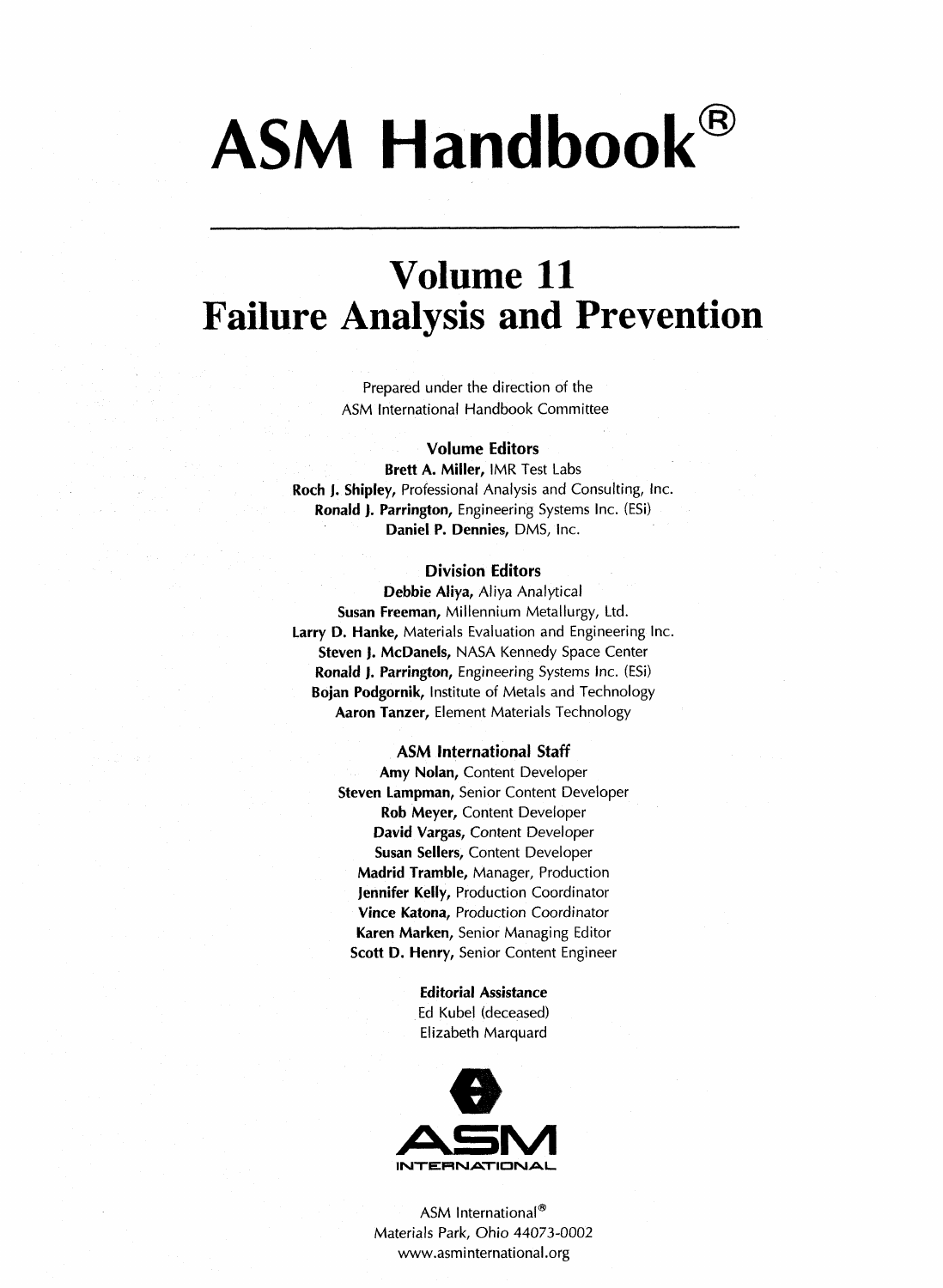# ASM Handbook®

## Volume 11
## Failure Analysis and Prevention

Prepared under the direction of the
ASM International Handbook Committee

**Volume Editors**

**Brett A. Miller,** IMR Test Labs
**Roch J. Shipley,** Professional Analysis and Consulting, Inc.
**Ronald J. Parrington,** Engineering Systems Inc. (ESi)
**Daniel P. Dennies,** DMS, Inc.

**Division Editors**

**Debbie Aliya,** Aliya Analytical
**Susan Freeman,** Millennium Metallurgy, Ltd.
**Larry D. Hanke,** Materials Evaluation and Engineering Inc.
**Steven J. McDanels,** NASA Kennedy Space Center
**Ronald J. Parrington,** Engineering Systems Inc. (ESi)
**Bojan Podgornik,** Institute of Metals and Technology
**Aaron Tanzer,** Element Materials Technology

**ASM International Staff**

**Amy Nolan,** Content Developer
**Steven Lampman,** Senior Content Developer
**Rob Meyer,** Content Developer
**David Vargas,** Content Developer
**Susan Sellers,** Content Developer
**Madrid Tramble,** Manager, Production
**Jennifer Kelly,** Production Coordinator
**Vince Katona,** Production Coordinator
**Karen Marken,** Senior Managing Editor
**Scott D. Henry,** Senior Content Engineer

**Editorial Assistance**

Ed Kubel (deceased)
Elizabeth Marquard

ASM INTERNATIONAL

ASM International®
Materials Park, Ohio 44073-0002
www.asminternational.org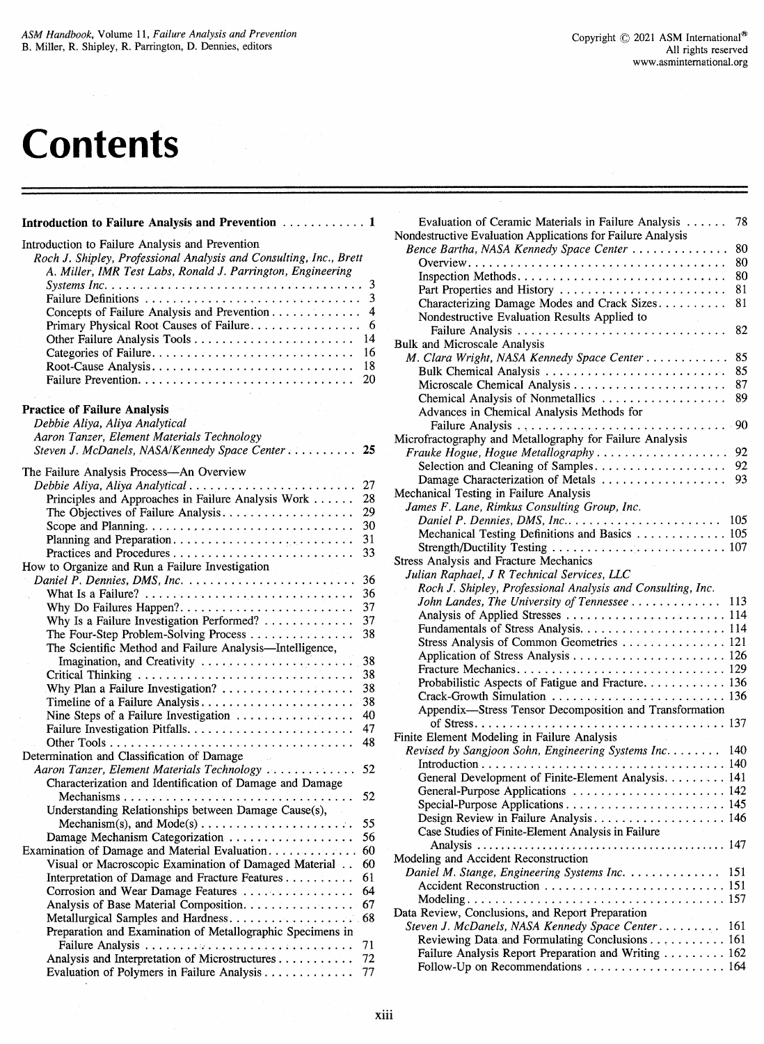# Contents

**Introduction to Failure Analysis and Prevention** ............ **1**

Introduction to Failure Analysis and Prevention
*Roch J. Shipley, Professional Analysis and Consulting, Inc., Brett A. Miller, IMR Test Labs, Ronald J. Parrington, Engineering Systems Inc.* .................................... 3
- Failure Definitions ............................... 3
- Concepts of Failure Analysis and Prevention ............. 4
- Primary Physical Root Causes of Failure ................ 6
- Other Failure Analysis Tools ....................... 14
- Categories of Failure ............................ 16
- Root-Cause Analysis ............................ 18
- Failure Prevention .............................. 20

**Practice of Failure Analysis**
*Debbie Aliya, Aliya Analytical*
*Aaron Tanzer, Element Materials Technology*
*Steven J. McDanels, NASA/Kennedy Space Center* .......... **25**

The Failure Analysis Process—An Overview
*Debbie Aliya, Aliya Analytical* ......................... 27
- Principles and Approaches in Failure Analysis Work ...... 28
- The Objectives of Failure Analysis ................... 29
- Scope and Planning ............................. 30
- Planning and Preparation .......................... 31
- Practices and Procedures .......................... 33

How to Organize and Run a Failure Investigation
*Daniel P. Dennies, DMS, Inc.* ......................... 36
- What Is a Failure? .............................. 36
- Why Do Failures Happen? ......................... 37
- Why Is a Failure Investigation Performed? ............. 37
- The Four-Step Problem-Solving Process ............... 38
- The Scientific Method and Failure Analysis—Intelligence, Imagination, and Creativity ...................... 38
- Critical Thinking ............................... 38
- Why Plan a Failure Investigation? ................... 38
- Timeline of a Failure Analysis ...................... 38
- Nine Steps of a Failure Investigation ................. 40
- Failure Investigation Pitfalls ........................ 47
- Other Tools .................................. 48

Determination and Classification of Damage
*Aaron Tanzer, Element Materials Technology* ............ 52
- Characterization and Identification of Damage and Damage Mechanisms ................................. 52
- Understanding Relationships between Damage Cause(s), Mechanism(s), and Mode(s) ...................... 55
- Damage Mechanism Categorization .................. 56

Examination of Damage and Material Evaluation ............. 60
- Visual or Macroscopic Examination of Damaged Material .. 60
- Interpretation of Damage and Fracture Features .......... 61
- Corrosion and Wear Damage Features ................ 64
- Analysis of Base Material Composition ................ 67
- Metallurgical Samples and Hardness .................. 68
- Preparation and Examination of Metallographic Specimens in Failure Analysis .............................. 71
- Analysis and Interpretation of Microstructures ........... 72
- Evaluation of Polymers in Failure Analysis ............. 77
- Evaluation of Ceramic Materials in Failure Analysis ...... 78

Nondestructive Evaluation Applications for Failure Analysis
*Bence Bartha, NASA Kennedy Space Center* .............. 80
- Overview ..................................... 80
- Inspection Methods .............................. 80
- Part Properties and History ........................ 81
- Characterizing Damage Modes and Crack Sizes .......... 81
- Nondestructive Evaluation Results Applied to Failure Analysis .............................. 82

Bulk and Microscale Analysis
*M. Clara Wright, NASA Kennedy Space Center* ............ 85
- Bulk Chemical Analysis .......................... 85
- Microscale Chemical Analysis ...................... 87
- Chemical Analysis of Nonmetallics .................. 89
- Advances in Chemical Analysis Methods for Failure Analysis .............................. 90

Microfractography and Metallography for Failure Analysis
*Frauke Hogue, Hogue Metallography* ................... 92
- Selection and Cleaning of Samples ................... 92
- Damage Characterization of Metals .................. 93

Mechanical Testing in Failure Analysis
*James F. Lane, Rimkus Consulting Group, Inc.*
*Daniel P. Dennies, DMS, Inc.* ....................... 105
- Mechanical Testing Definitions and Basics ............. 105
- Strength/Ductility Testing ......................... 107

Stress Analysis and Fracture Mechanics
*Julian Raphael, J R Technical Services, LLC*
*Roch J. Shipley, Professional Analysis and Consulting, Inc.*
*John Landes, The University of Tennessee* ............. 113
- Analysis of Applied Stresses ....................... 114
- Fundamentals of Stress Analysis ..................... 114
- Stress Analysis of Common Geometries ............... 121
- Application of Stress Analysis ...................... 126
- Fracture Mechanics .............................. 129
- Probabilistic Aspects of Fatigue and Fracture ............ 136
- Crack-Growth Simulation ......................... 136
- Appendix—Stress Tensor Decomposition and Transformation of Stress .................................... 137

Finite Element Modeling in Failure Analysis
*Revised by Sangjoon Sohn, Engineering Systems Inc.* ........ 140
- Introduction .................................. 140
- General Development of Finite-Element Analysis ......... 141
- General-Purpose Applications ...................... 142
- Special-Purpose Applications ....................... 145
- Design Review in Failure Analysis ................... 146
- Case Studies of Finite-Element Analysis in Failure Analysis ........................................ 147

Modeling and Accident Reconstruction
*Daniel M. Stange, Engineering Systems Inc.* ............. 151
- Accident Reconstruction .......................... 151
- Modeling ..................................... 157

Data Review, Conclusions, and Report Preparation
*Steven J. McDanels, NASA Kennedy Space Center* ......... 161
- Reviewing Data and Formulating Conclusions ........... 161
- Failure Analysis Report Preparation and Writing ......... 162
- Follow-Up on Recommendations .................... 164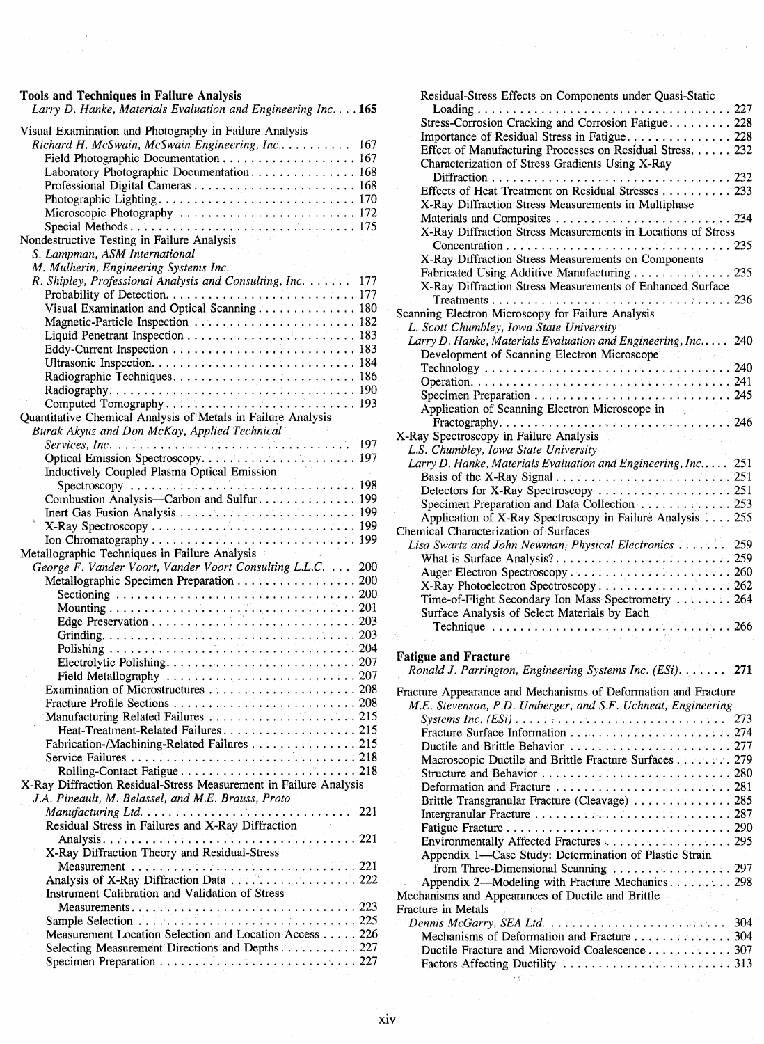**Tools and Techniques in Failure Analysis**
*Larry D. Hanke, Materials Evaluation and Engineering Inc.* . . . . **165**

Visual Examination and Photography in Failure Analysis
*Richard H. McSwain, McSwain Engineering, Inc.* . . . . . . . . . . 167
- Field Photographic Documentation . . . . . . . . . . . . . . . . . . . 167
- Laboratory Photographic Documentation . . . . . . . . . . . . . . . 168
- Professional Digital Cameras . . . . . . . . . . . . . . . . . . . . . . . 168
- Photographic Lighting . . . . . . . . . . . . . . . . . . . . . . . . . . . . 170
- Microscopic Photography . . . . . . . . . . . . . . . . . . . . . . . . . 172
- Special Methods . . . . . . . . . . . . . . . . . . . . . . . . . . . . . . . . 175

Nondestructive Testing in Failure Analysis
*S. Lampman, ASM International*
*M. Mulherin, Engineering Systems Inc.*
*R. Shipley, Professional Analysis and Consulting, Inc.* . . . . . . . 177
- Probability of Detection . . . . . . . . . . . . . . . . . . . . . . . . . . . 177
- Visual Examination and Optical Scanning . . . . . . . . . . . . . . 180
- Magnetic-Particle Inspection . . . . . . . . . . . . . . . . . . . . . . . 182
- Liquid Penetrant Inspection . . . . . . . . . . . . . . . . . . . . . . . . 183
- Eddy-Current Inspection . . . . . . . . . . . . . . . . . . . . . . . . . . 183
- Ultrasonic Inspection . . . . . . . . . . . . . . . . . . . . . . . . . . . . . 184
- Radiographic Techniques . . . . . . . . . . . . . . . . . . . . . . . . . . 186
- Radiography . . . . . . . . . . . . . . . . . . . . . . . . . . . . . . . . . . . 190
- Computed Tomography . . . . . . . . . . . . . . . . . . . . . . . . . . . 193

Quantitative Chemical Analysis of Metals in Failure Analysis
*Burak Akyuz and Don McKay, Applied Technical Services, Inc.* . . . . . . . . . . . . . . . . . . . . . . . . . . . . . . . . . 197
- Optical Emission Spectroscopy . . . . . . . . . . . . . . . . . . . . . . 197
- Inductively Coupled Plasma Optical Emission Spectroscopy . . . . . . . . . . . . . . . . . . . . . . . . . . . . . . . . 198
- Combustion Analysis—Carbon and Sulfur . . . . . . . . . . . . . . 199
- Inert Gas Fusion Analysis . . . . . . . . . . . . . . . . . . . . . . . . . 199
- X-Ray Spectroscopy . . . . . . . . . . . . . . . . . . . . . . . . . . . . . 199
- Ion Chromatography . . . . . . . . . . . . . . . . . . . . . . . . . . . . . 199

Metallographic Techniques in Failure Analysis
*George F. Vander Voort, Vander Voort Consulting L.L.C.* . . . 200
- Metallographic Specimen Preparation . . . . . . . . . . . . . . . . . 200
  - Sectioning . . . . . . . . . . . . . . . . . . . . . . . . . . . . . . . . . . 200
  - Mounting . . . . . . . . . . . . . . . . . . . . . . . . . . . . . . . . . . . 201
  - Edge Preservation . . . . . . . . . . . . . . . . . . . . . . . . . . . . 203
  - Grinding . . . . . . . . . . . . . . . . . . . . . . . . . . . . . . . . . . . 203
  - Polishing . . . . . . . . . . . . . . . . . . . . . . . . . . . . . . . . . . . 204
  - Electrolytic Polishing . . . . . . . . . . . . . . . . . . . . . . . . . . 207
  - Field Metallography . . . . . . . . . . . . . . . . . . . . . . . . . . . 207
- Examination of Microstructures . . . . . . . . . . . . . . . . . . . . . 208
- Fracture Profile Sections . . . . . . . . . . . . . . . . . . . . . . . . . . 208
- Manufacturing Related Failures . . . . . . . . . . . . . . . . . . . . . 215
  - Heat-Treatment-Related Failures . . . . . . . . . . . . . . . . . . 215
- Fabrication-/Machining-Related Failures . . . . . . . . . . . . . . . 215
- Service Failures . . . . . . . . . . . . . . . . . . . . . . . . . . . . . . . . 218
  - Rolling-Contact Fatigue . . . . . . . . . . . . . . . . . . . . . . . . . 218

X-Ray Diffraction Residual-Stress Measurement in Failure Analysis
*J.A. Pineault, M. Belassel, and M.E. Brauss, Proto Manufacturing Ltd.* . . . . . . . . . . . . . . . . . . . . . . . . . . . . . 221
- Residual Stress in Failures and X-Ray Diffraction Analysis . . . . . . . . . . . . . . . . . . . . . . . . . . . . . . . . . . . . 221
- X-Ray Diffraction Theory and Residual-Stress Measurement . . . . . . . . . . . . . . . . . . . . . . . . . . . . . . . . . 221
- Analysis of X-Ray Diffraction Data . . . . . . . . . . . . . . . . . . 222
- Instrument Calibration and Validation of Stress Measurements . . . . . . . . . . . . . . . . . . . . . . . . . . . . . . . . 223
- Sample Selection . . . . . . . . . . . . . . . . . . . . . . . . . . . . . . . . 225
- Measurement Location Selection and Location Access . . . . . 226
- Selecting Measurement Directions and Depths . . . . . . . . . . . 227
- Specimen Preparation . . . . . . . . . . . . . . . . . . . . . . . . . . . . 227
- Residual-Stress Effects on Components under Quasi-Static Loading . . . . . . . . . . . . . . . . . . . . . . . . . . . . . . . . . . . . 227
- Stress-Corrosion Cracking and Corrosion Fatigue . . . . . . . . . 228
- Importance of Residual Stress in Fatigue . . . . . . . . . . . . . . . 228
- Effect of Manufacturing Processes on Residual Stress . . . . . . 232
- Characterization of Stress Gradients Using X-Ray Diffraction . . . . . . . . . . . . . . . . . . . . . . . . . . . . . . . . . . 232
- Effects of Heat Treatment on Residual Stresses . . . . . . . . . . 233
- X-Ray Diffraction Stress Measurements in Multiphase Materials and Composites . . . . . . . . . . . . . . . . . . . . . . . . 234
- X-Ray Diffraction Stress Measurements in Locations of Stress Concentration . . . . . . . . . . . . . . . . . . . . . . . . . . . . . . . 235
- X-Ray Diffraction Stress Measurements on Components Fabricated Using Additive Manufacturing . . . . . . . . . . . . 235
- X-Ray Diffraction Stress Measurements of Enhanced Surface Treatments . . . . . . . . . . . . . . . . . . . . . . . . . . . . . . . . . 236

Scanning Electron Microscopy for Failure Analysis
*L. Scott Chumbley, Iowa State University*
*Larry D. Hanke, Materials Evaluation and Engineering, Inc.* . . . . 240
- Development of Scanning Electron Microscope Technology . . . . . . . . . . . . . . . . . . . . . . . . . . . . . . . . . . . 240
- Operation . . . . . . . . . . . . . . . . . . . . . . . . . . . . . . . . . . . . . 241
- Specimen Preparation . . . . . . . . . . . . . . . . . . . . . . . . . . . . 245
- Application of Scanning Electron Microscope in Fractography . . . . . . . . . . . . . . . . . . . . . . . . . . . . . . . . . 246

X-Ray Spectroscopy in Failure Analysis
*L.S. Chumbley, Iowa State University*
*Larry D. Hanke, Materials Evaluation and Engineering, Inc.* . . . . 251
- Basis of the X-Ray Signal . . . . . . . . . . . . . . . . . . . . . . . . . 251
- Detectors for X-Ray Spectroscopy . . . . . . . . . . . . . . . . . . . 251
- Specimen Preparation and Data Collection . . . . . . . . . . . . . 253
- Application of X-Ray Spectroscopy in Failure Analysis . . . . 255

Chemical Characterization of Surfaces
*Lisa Swartz and John Newman, Physical Electronics* . . . . . . . 259
- What is Surface Analysis? . . . . . . . . . . . . . . . . . . . . . . . . . 259
- Auger Electron Spectroscopy . . . . . . . . . . . . . . . . . . . . . . . 260
- X-Ray Photoelectron Spectroscopy . . . . . . . . . . . . . . . . . . . 262
- Time-of-Flight Secondary Ion Mass Spectrometry . . . . . . . . 264
- Surface Analysis of Select Materials by Each Technique . . . . . . . . . . . . . . . . . . . . . . . . . . . . . . . . . . . . 266

**Fatigue and Fracture**
*Ronald J. Parrington, Engineering Systems Inc. (ESi)* . . . . . . . **271**

Fracture Appearance and Mechanisms of Deformation and Fracture
*M.E. Stevenson, P.D. Umberger, and S.F. Uchneat, Engineering Systems Inc. (ESi)* . . . . . . . . . . . . . . . . . . . . . . . . . . . . . 273
- Fracture Surface Information . . . . . . . . . . . . . . . . . . . . . . . 274
- Ductile and Brittle Behavior . . . . . . . . . . . . . . . . . . . . . . . 277
- Macroscopic Ductile and Brittle Fracture Surfaces . . . . . . . . 279
- Structure and Behavior . . . . . . . . . . . . . . . . . . . . . . . . . . . 280
- Deformation and Fracture . . . . . . . . . . . . . . . . . . . . . . . . . 281
- Brittle Transgranular Fracture (Cleavage) . . . . . . . . . . . . . . 285
- Intergranular Fracture . . . . . . . . . . . . . . . . . . . . . . . . . . . . 287
- Fatigue Fracture . . . . . . . . . . . . . . . . . . . . . . . . . . . . . . . . 290
- Environmentally Affected Fractures . . . . . . . . . . . . . . . . . . 295
- Appendix 1—Case Study: Determination of Plastic Strain from Three-Dimensional Scanning . . . . . . . . . . . . . . . . . 297
- Appendix 2—Modeling with Fracture Mechanics . . . . . . . . . 298

Mechanisms and Appearances of Ductile and Brittle Fracture in Metals
*Dennis McGarry, SEA Ltd.* . . . . . . . . . . . . . . . . . . . . . . . . . 304
- Mechanisms of Deformation and Fracture . . . . . . . . . . . . . . 304
- Ductile Fracture and Microvoid Coalescence . . . . . . . . . . . . 307
- Factors Affecting Ductility . . . . . . . . . . . . . . . . . . . . . . . . 313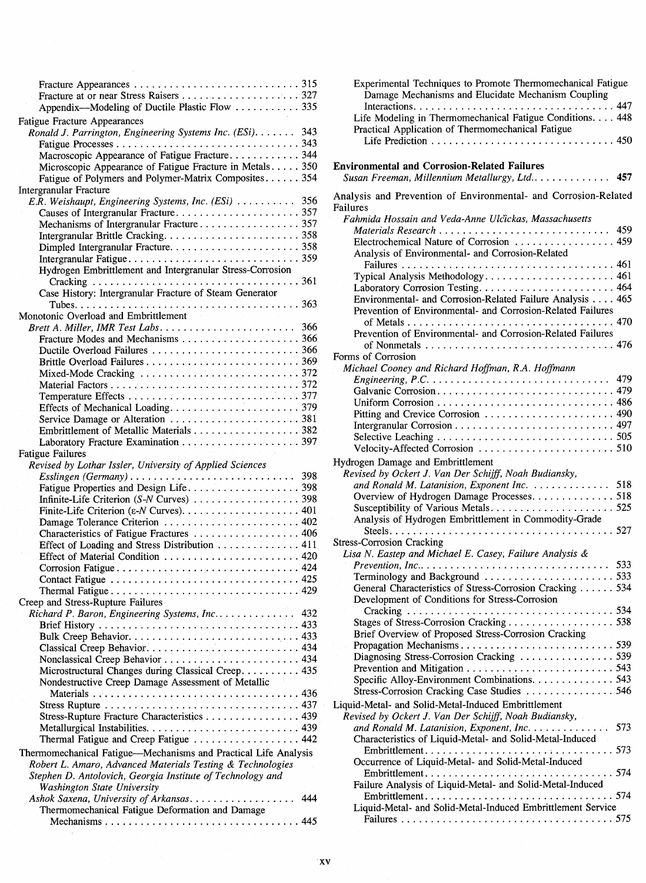- Fracture Appearances . . . . . . . . . . . . . . . . . . . . . . . . . . . . 315
- Fracture at or near Stress Raisers . . . . . . . . . . . . . . . . . . . . 327
- Appendix—Modeling of Ductile Plastic Flow . . . . . . . . . . . 335

Fatigue Fracture Appearances
*Ronald J. Parrington, Engineering Systems Inc. (ESi)* . . . . . . . 343
- Fatigue Processes . . . . . . . . . . . . . . . . . . . . . . . . . . . . . . . 343
- Macroscopic Appearance of Fatigue Fracture . . . . . . . . . . . . 344
- Microscopic Appearance of Fatigue Fracture in Metals . . . . . 350
- Fatigue of Polymers and Polymer-Matrix Composites . . . . . . 354

Intergranular Fracture
*E.R. Weishaupt, Engineering Systems, Inc. (ESi)* . . . . . . . . . . 356
- Causes of Intergranular Fracture . . . . . . . . . . . . . . . . . . . . . 357
- Mechanisms of Intergranular Fracture . . . . . . . . . . . . . . . . . 357
- Intergranular Brittle Cracking . . . . . . . . . . . . . . . . . . . . . . . 358
- Dimpled Intergranular Fracture . . . . . . . . . . . . . . . . . . . . . . 358
- Intergranular Fatigue . . . . . . . . . . . . . . . . . . . . . . . . . . . . . 359
- Hydrogen Embrittlement and Intergranular Stress-Corrosion Cracking . . . . . . . . . . . . . . . . . . . . . . . . . . . . . . . . . . . 361
- Case History: Intergranular Fracture of Steam Generator Tubes . . . . . . . . . . . . . . . . . . . . . . . . . . . . . . . . . . . . . . 363

Monotonic Overload and Embrittlement
*Brett A. Miller, IMR Test Labs* . . . . . . . . . . . . . . . . . . . . . . . 366
- Fracture Modes and Mechanisms . . . . . . . . . . . . . . . . . . . . 366
- Ductile Overload Failures . . . . . . . . . . . . . . . . . . . . . . . . . 366
- Brittle Overload Failures . . . . . . . . . . . . . . . . . . . . . . . . . . 369
- Mixed-Mode Cracking . . . . . . . . . . . . . . . . . . . . . . . . . . . 372
- Material Factors . . . . . . . . . . . . . . . . . . . . . . . . . . . . . . . . 372
- Temperature Effects . . . . . . . . . . . . . . . . . . . . . . . . . . . . . 377
- Effects of Mechanical Loading . . . . . . . . . . . . . . . . . . . . . . 379
- Service Damage or Alteration . . . . . . . . . . . . . . . . . . . . . . 381
- Embrittlement of Metallic Materials . . . . . . . . . . . . . . . . . . 382
- Laboratory Fracture Examination . . . . . . . . . . . . . . . . . . . . 397

Fatigue Failures
*Revised by Lothar Issler, University of Applied Sciences Esslingen (Germany)* . . . . . . . . . . . . . . . . . . . . . . . . . . . . 398
- Fatigue Properties and Design Life . . . . . . . . . . . . . . . . . . . 398
- Infinite-Life Criterion (*S-N* Curves) . . . . . . . . . . . . . . . . . . 398
- Finite-Life Criterion (ε-*N* Curves) . . . . . . . . . . . . . . . . . . . 401
- Damage Tolerance Criterion . . . . . . . . . . . . . . . . . . . . . . . 402
- Characteristics of Fatigue Fractures . . . . . . . . . . . . . . . . . . 406
- Effect of Loading and Stress Distribution . . . . . . . . . . . . . . 411
- Effect of Material Condition . . . . . . . . . . . . . . . . . . . . . . . 420
- Corrosion Fatigue . . . . . . . . . . . . . . . . . . . . . . . . . . . . . . . 424
- Contact Fatigue . . . . . . . . . . . . . . . . . . . . . . . . . . . . . . . . 425
- Thermal Fatigue . . . . . . . . . . . . . . . . . . . . . . . . . . . . . . . . 429

Creep and Stress-Rupture Failures
*Richard P. Baron, Engineering Systems, Inc.* . . . . . . . . . . . . . 432
- Brief History . . . . . . . . . . . . . . . . . . . . . . . . . . . . . . . . . . 433
- Bulk Creep Behavior . . . . . . . . . . . . . . . . . . . . . . . . . . . . . 433
- Classical Creep Behavior . . . . . . . . . . . . . . . . . . . . . . . . . . 434
- Nonclassical Creep Behavior . . . . . . . . . . . . . . . . . . . . . . . 434
- Microstructural Changes during Classical Creep . . . . . . . . . . 435
- Nondestructive Creep Damage Assessment of Metallic Materials . . . . . . . . . . . . . . . . . . . . . . . . . . . . . . . . . . . 436
- Stress Rupture . . . . . . . . . . . . . . . . . . . . . . . . . . . . . . . . . 437
- Stress-Rupture Fracture Characteristics . . . . . . . . . . . . . . . . 439
- Metallurgical Instabilities . . . . . . . . . . . . . . . . . . . . . . . . . . 439
- Thermal Fatigue and Creep Fatigue . . . . . . . . . . . . . . . . . . 442

Thermomechanical Fatigue—Mechanisms and Practical Life Analysis
*Robert L. Amaro, Advanced Materials Testing & Technologies*
*Stephen D. Antolovich, Georgia Institute of Technology and Washington State University*
*Ashok Saxena, University of Arkansas* . . . . . . . . . . . . . . . . . . 444
- Thermomechanical Fatigue Deformation and Damage Mechanisms . . . . . . . . . . . . . . . . . . . . . . . . . . . . . . . . . 445
- Experimental Techniques to Promote Thermomechanical Fatigue Damage Mechanisms and Elucidate Mechanism Coupling Interactions . . . . . . . . . . . . . . . . . . . . . . . . . . . . . . . . . 447
- Life Modeling in Thermomechanical Fatigue Conditions . . . . 448
- Practical Application of Thermomechanical Fatigue Life Prediction . . . . . . . . . . . . . . . . . . . . . . . . . . . . . . . 450

**Environmental and Corrosion-Related Failures**
*Susan Freeman, Millennium Metallurgy, Ltd.* . . . . . . . . . . . . . **457**

Analysis and Prevention of Environmental- and Corrosion-Related Failures
*Fahmida Hossain and Veda-Anne Ulčickas, Massachusetts Materials Research* . . . . . . . . . . . . . . . . . . . . . . . . . . . . . 459
- Electrochemical Nature of Corrosion . . . . . . . . . . . . . . . . . 459
- Analysis of Environmental- and Corrosion-Related Failures . . . . . . . . . . . . . . . . . . . . . . . . . . . . . . . . . . . . 461
- Typical Analysis Methodology . . . . . . . . . . . . . . . . . . . . . . 461
- Laboratory Corrosion Testing . . . . . . . . . . . . . . . . . . . . . . . 464
- Environmental- and Corrosion-Related Failure Analysis . . . . 465
- Prevention of Environmental- and Corrosion-Related Failures of Metals . . . . . . . . . . . . . . . . . . . . . . . . . . . . . . . . . . . 470
- Prevention of Environmental- and Corrosion-Related Failures of Nonmetals . . . . . . . . . . . . . . . . . . . . . . . . . . . . . . . . 476

Forms of Corrosion
*Michael Cooney and Richard Hoffman, R.A. Hoffmann Engineering, P.C.* . . . . . . . . . . . . . . . . . . . . . . . . . . . . . . 479
- Galvanic Corrosion . . . . . . . . . . . . . . . . . . . . . . . . . . . . . . 479
- Uniform Corrosion . . . . . . . . . . . . . . . . . . . . . . . . . . . . . . 486
- Pitting and Crevice Corrosion . . . . . . . . . . . . . . . . . . . . . . 490
- Intergranular Corrosion . . . . . . . . . . . . . . . . . . . . . . . . . . . 497
- Selective Leaching . . . . . . . . . . . . . . . . . . . . . . . . . . . . . . 505
- Velocity-Affected Corrosion . . . . . . . . . . . . . . . . . . . . . . . 510

Hydrogen Damage and Embrittlement
*Revised by Ockert J. Van Der Schijff, Noah Budiansky, and Ronald M. Latanision, Exponent Inc.* . . . . . . . . . . . . . 518
- Overview of Hydrogen Damage Processes . . . . . . . . . . . . . . 518
- Susceptibility of Various Metals . . . . . . . . . . . . . . . . . . . . . 525
- Analysis of Hydrogen Embrittlement in Commodity-Grade Steels . . . . . . . . . . . . . . . . . . . . . . . . . . . . . . . . . . . . . . 527

Stress-Corrosion Cracking
*Lisa N. Eastep and Michael E. Casey, Failure Analysis & Prevention, Inc.* . . . . . . . . . . . . . . . . . . . . . . . . . . . . . . . 533
- Terminology and Background . . . . . . . . . . . . . . . . . . . . . . 533
- General Characteristics of Stress-Corrosion Cracking . . . . . . 534
- Development of Conditions for Stress-Corrosion Cracking . . . . . . . . . . . . . . . . . . . . . . . . . . . . . . . . . . . 534
- Stages of Stress-Corrosion Cracking . . . . . . . . . . . . . . . . . . 538
- Brief Overview of Proposed Stress-Corrosion Cracking Propagation Mechanisms . . . . . . . . . . . . . . . . . . . . . . . . . 539
- Diagnosing Stress-Corrosion Cracking . . . . . . . . . . . . . . . . 539
- Prevention and Mitigation . . . . . . . . . . . . . . . . . . . . . . . . . 543
- Specific Alloy-Environment Combinations . . . . . . . . . . . . . . 543
- Stress-Corrosion Cracking Case Studies . . . . . . . . . . . . . . . 546

Liquid-Metal- and Solid-Metal-Induced Embrittlement
*Revised by Ockert J. Van Der Schijff, Noah Budiansky, and Ronald M. Latanision, Exponent, Inc.* . . . . . . . . . . . . . 573
- Characteristics of Liquid-Metal- and Solid-Metal-Induced Embrittlement . . . . . . . . . . . . . . . . . . . . . . . . . . . . . . . . 573
- Occurrence of Liquid-Metal- and Solid-Metal-Induced Embrittlement . . . . . . . . . . . . . . . . . . . . . . . . . . . . . . . . 574
- Failure Analysis of Liquid-Metal- and Solid-Metal-Induced Embrittlement . . . . . . . . . . . . . . . . . . . . . . . . . . . . . . . . 574
- Liquid-Metal- and Solid-Metal-Induced Embrittlement Service Failures . . . . . . . . . . . . . . . . . . . . . . . . . . . . . . . . . . . . 575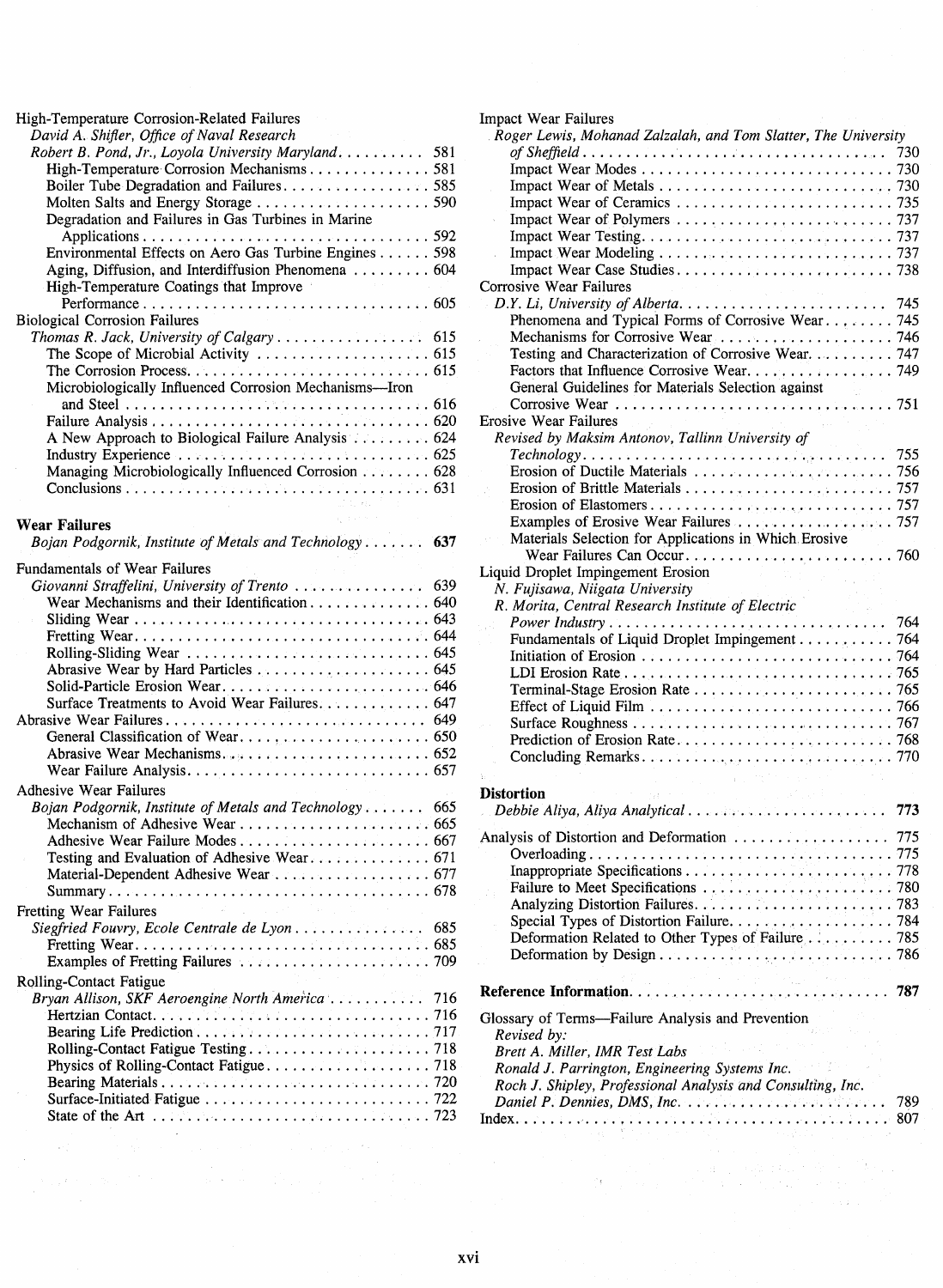High-Temperature Corrosion-Related Failures
*David A. Shifler, Office of Naval Research*
*Robert B. Pond, Jr., Loyola University Maryland* .......... 581
High-Temperature Corrosion Mechanisms .............. 581
Boiler Tube Degradation and Failures .................. 585
Molten Salts and Energy Storage ..................... 590
Degradation and Failures in Gas Turbines in Marine Applications .................................. 592
Environmental Effects on Aero Gas Turbine Engines ...... 598
Aging, Diffusion, and Interdiffusion Phenomena ......... 604
High-Temperature Coatings that Improve Performance ................................. 605

Biological Corrosion Failures
*Thomas R. Jack, University of Calgary* ................. 615
The Scope of Microbial Activity .................... 615
The Corrosion Process ............................ 615
Microbiologically Influenced Corrosion Mechanisms—Iron and Steel ................................... 616
Failure Analysis ................................ 620
A New Approach to Biological Failure Analysis ......... 624
Industry Experience ............................. 625
Managing Microbiologically Influenced Corrosion ........ 628
Conclusions .................................... 631

**Wear Failures**
*Bojan Podgornik, Institute of Metals and Technology* ....... **637**

Fundamentals of Wear Failures
*Giovanni Straffelini, University of Trento* ............... 639
Wear Mechanisms and their Identification .............. 640
Sliding Wear .................................. 643
Fretting Wear .................................. 644
Rolling-Sliding Wear ............................ 645
Abrasive Wear by Hard Particles ..................... 645
Solid-Particle Erosion Wear ........................ 646
Surface Treatments to Avoid Wear Failures ............. 647

Abrasive Wear Failures .............................. 649
General Classification of Wear ...................... 650
Abrasive Wear Mechanisms ......................... 652
Wear Failure Analysis ............................ 657

Adhesive Wear Failures
*Bojan Podgornik, Institute of Metals and Technology* ....... 665
Mechanism of Adhesive Wear ...................... 665
Adhesive Wear Failure Modes ...................... 667
Testing and Evaluation of Adhesive Wear .............. 671
Material-Dependent Adhesive Wear .................. 677
Summary ..................................... 678

Fretting Wear Failures
*Siegfried Fouvry, Ecole Centrale de Lyon* ............... 685
Fretting Wear .................................. 685
Examples of Fretting Failures ...................... 709

Rolling-Contact Fatigue
*Bryan Allison, SKF Aeroengine North America* ........... 716
Hertzian Contact ................................ 716
Bearing Life Prediction ........................... 717
Rolling-Contact Fatigue Testing ..................... 718
Physics of Rolling-Contact Fatigue .................... 718
Bearing Materials ............................... 720
Surface-Initiated Fatigue .......................... 722
State of the Art ................................ 723

Impact Wear Failures
*Roger Lewis, Mohanad Zalzalah, and Tom Slatter, The University of Sheffield* ..................................... 730
Impact Wear Modes ............................. 730
Impact Wear of Metals ........................... 730
Impact Wear of Ceramics ......................... 735
Impact Wear of Polymers ......................... 737
Impact Wear Testing ............................. 737
Impact Wear Modeling ........................... 737
Impact Wear Case Studies ......................... 738

Corrosive Wear Failures
*D.Y. Li, University of Alberta* ........................ 745
Phenomena and Typical Forms of Corrosive Wear ........ 745
Mechanisms for Corrosive Wear .................... 746
Testing and Characterization of Corrosive Wear .......... 747
Factors that Influence Corrosive Wear ................. 749
General Guidelines for Materials Selection against Corrosive Wear ................................ 751

Erosive Wear Failures
*Revised by Maksim Antonov, Tallinn University of Technology* .................................... 755
Erosion of Ductile Materials ....................... 756
Erosion of Brittle Materials ........................ 757
Erosion of Elastomers ............................ 757
Examples of Erosive Wear Failures .................. 757
Materials Selection for Applications in Which Erosive Wear Failures Can Occur ........................ 760

Liquid Droplet Impingement Erosion
*N. Fujisawa, Niigata University*
*R. Morita, Central Research Institute of Electric Power Industry* ................................ 764
Fundamentals of Liquid Droplet Impingement ........... 764
Initiation of Erosion ............................. 764
LDI Erosion Rate ............................... 765
Terminal-Stage Erosion Rate ....................... 765
Effect of Liquid Film ............................ 766
Surface Roughness .............................. 767
Prediction of Erosion Rate ......................... 768
Concluding Remarks ............................. 770

**Distortion**
*Debbie Aliya, Aliya Analytical* ....................... **773**

Analysis of Distortion and Deformation .................. 775
Overloading ................................... 775
Inappropriate Specifications ....................... 778
Failure to Meet Specifications ...................... 780
Analyzing Distortion Failures ....................... 783
Special Types of Distortion Failure ................... 784
Deformation Related to Other Types of Failure .......... 785
Deformation by Design ........................... 786

**Reference Information** ............................. **787**

Glossary of Terms—Failure Analysis and Prevention
*Revised by:*
*Brett A. Miller, IMR Test Labs*
*Ronald J. Parrington, Engineering Systems Inc.*
*Roch J. Shipley, Professional Analysis and Consulting, Inc.*
*Daniel P. Dennies, DMS, Inc.* ........................ 789

Index ............................................ 807